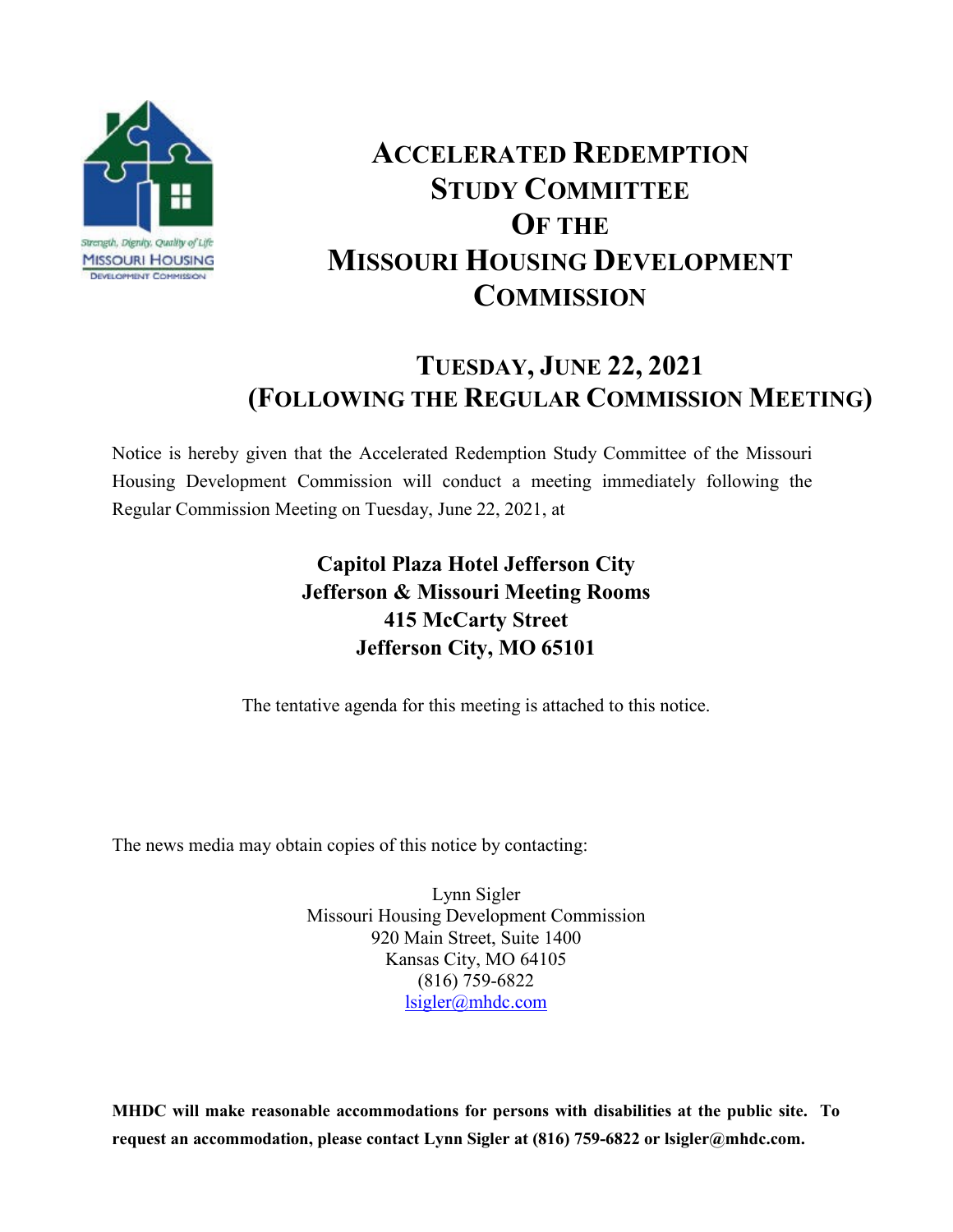# Accelerated Redemption Study Committee Of the Missouri Housing Development Commission

## Tuesday, June 22, 2021 (Following the Regular Commission Meeting)

Notice is hereby given that the Accelerated Redemption Study Committee of the Missouri Housing Development Commission will conduct a meeting immediately following the Regular Commission Meeting on Tuesday, June 22, 2021, at

**Capitol Plaza Hotel Jefferson City**
**Jefferson & Missouri Meeting Rooms**
**415 McCarty Street**
**Jefferson City, MO 65101**

The tentative agenda for this meeting is attached to this notice.

The news media may obtain copies of this notice by contacting:

Lynn Sigler
Missouri Housing Development Commission
920 Main Street, Suite 1400
Kansas City, MO 64105
(816) 759-6822
lsigler@mhdc.com

**MHDC will make reasonable accommodations for persons with disabilities at the public site. To request an accommodation, please contact Lynn Sigler at (816) 759-6822 or lsigler@mhdc.com.**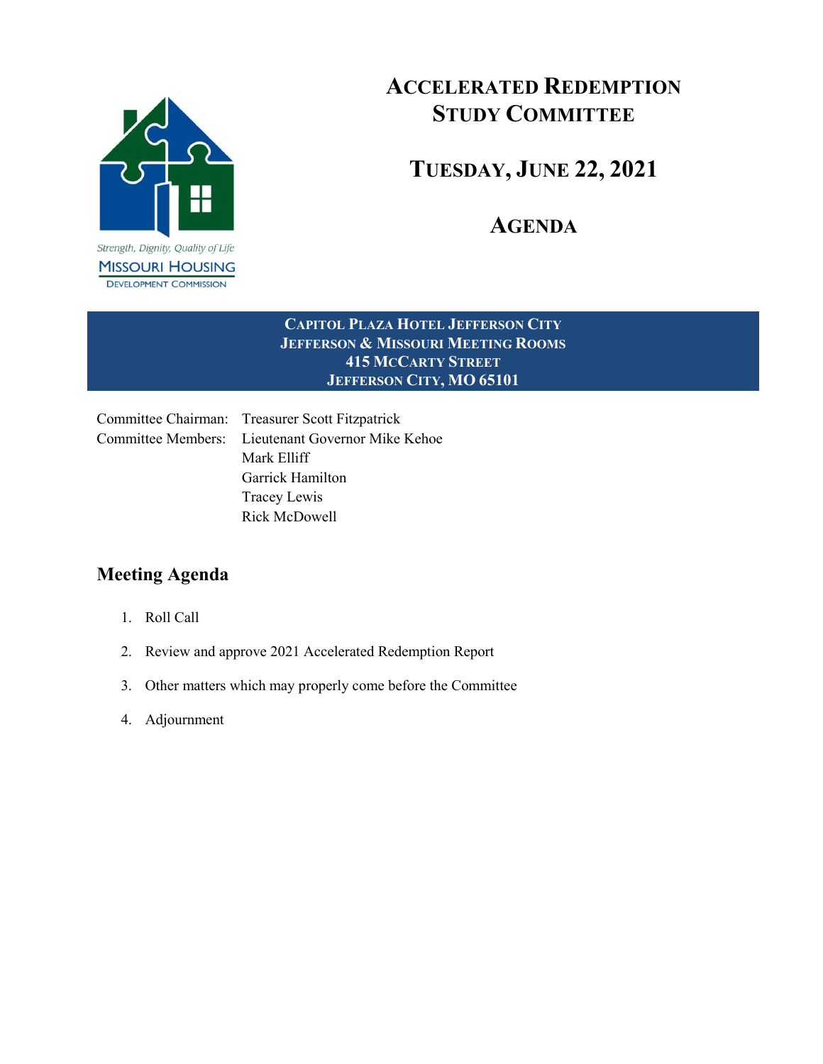Strength, Dignity, Quality of Life

MISSOURI HOUSING
DEVELOPMENT COMMISSION

# ACCELERATED REDEMPTION STUDY COMMITTEE

## TUESDAY, JUNE 22, 2021

## AGENDA

**CAPITOL PLAZA HOTEL JEFFERSON CITY**
**JEFFERSON & MISSOURI MEETING ROOMS**
**415 MCCARTY STREET**
**JEFFERSON CITY, MO 65101**

Committee Chairman: Treasurer Scott Fitzpatrick
Committee Members: Lieutenant Governor Mike Kehoe
Mark Elliff
Garrick Hamilton
Tracey Lewis
Rick McDowell

## Meeting Agenda

1. Roll Call
2. Review and approve 2021 Accelerated Redemption Report
3. Other matters which may properly come before the Committee
4. Adjournment